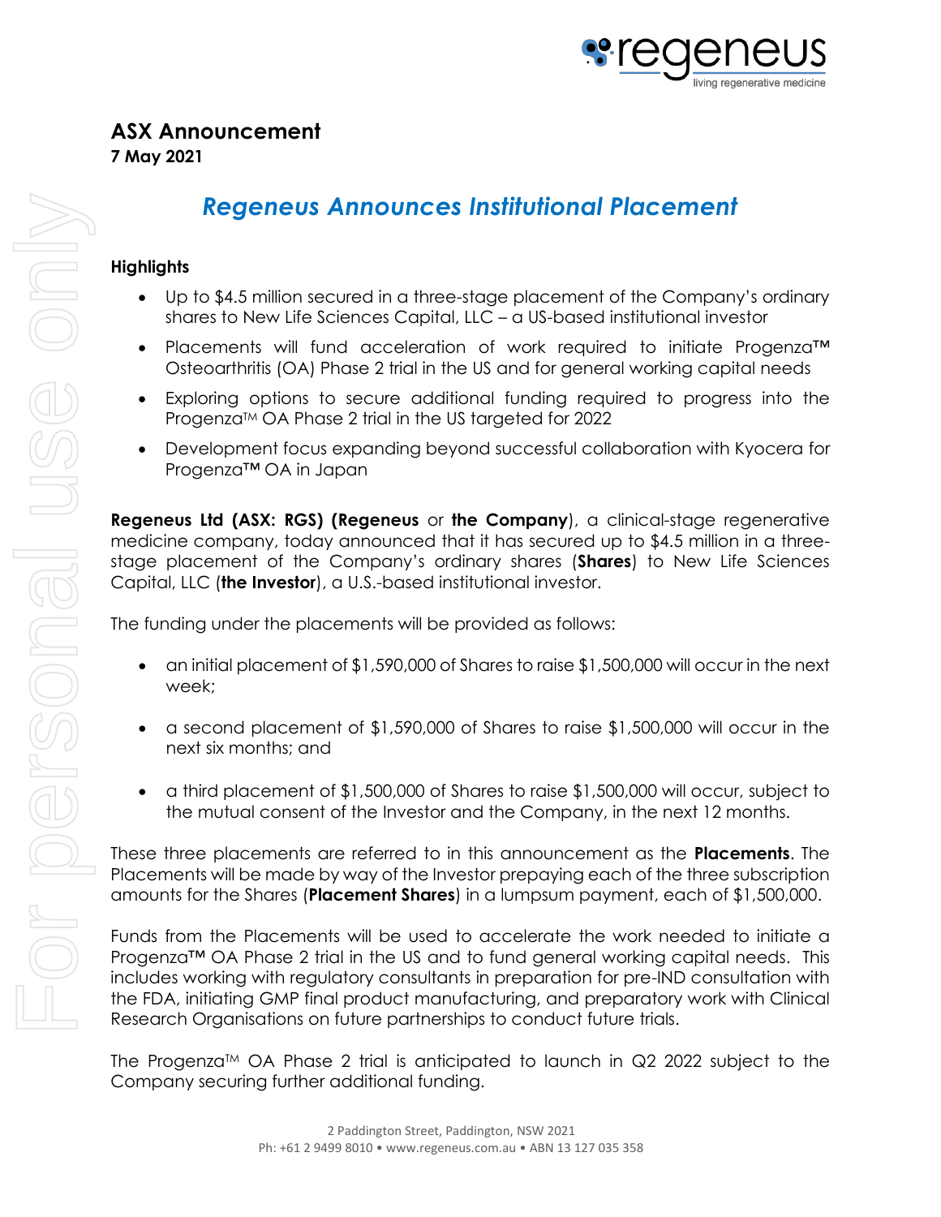# ASX Announcement

**7 May 2021**

## *Regeneus Announces Institutional Placement*

### Highlights

- Up to $4.5 million secured in a three-stage placement of the Company's ordinary shares to New Life Sciences Capital, LLC – a US-based institutional investor
- Placements will fund acceleration of work required to initiate Progenza™ Osteoarthritis (OA) Phase 2 trial in the US and for general working capital needs
- Exploring options to secure additional funding required to progress into the Progenza™ OA Phase 2 trial in the US targeted for 2022
- Development focus expanding beyond successful collaboration with Kyocera for Progenza™ OA in Japan

**Regeneus Ltd (ASX: RGS) (Regeneus** or **the Company**), a clinical-stage regenerative medicine company, today announced that it has secured up to $4.5 million in a three-stage placement of the Company's ordinary shares (**Shares**) to New Life Sciences Capital, LLC (**the Investor**), a U.S.-based institutional investor.

The funding under the placements will be provided as follows:

- an initial placement of $1,590,000 of Shares to raise $1,500,000 will occur in the next week;
- a second placement of $1,590,000 of Shares to raise $1,500,000 will occur in the next six months; and
- a third placement of $1,500,000 of Shares to raise $1,500,000 will occur, subject to the mutual consent of the Investor and the Company, in the next 12 months.

These three placements are referred to in this announcement as the **Placements**. The Placements will be made by way of the Investor prepaying each of the three subscription amounts for the Shares (**Placement Shares**) in a lumpsum payment, each of $1,500,000.

Funds from the Placements will be used to accelerate the work needed to initiate a Progenza™ OA Phase 2 trial in the US and to fund general working capital needs. This includes working with regulatory consultants in preparation for pre-IND consultation with the FDA, initiating GMP final product manufacturing, and preparatory work with Clinical Research Organisations on future partnerships to conduct future trials.

The Progenza™ OA Phase 2 trial is anticipated to launch in Q2 2022 subject to the Company securing further additional funding.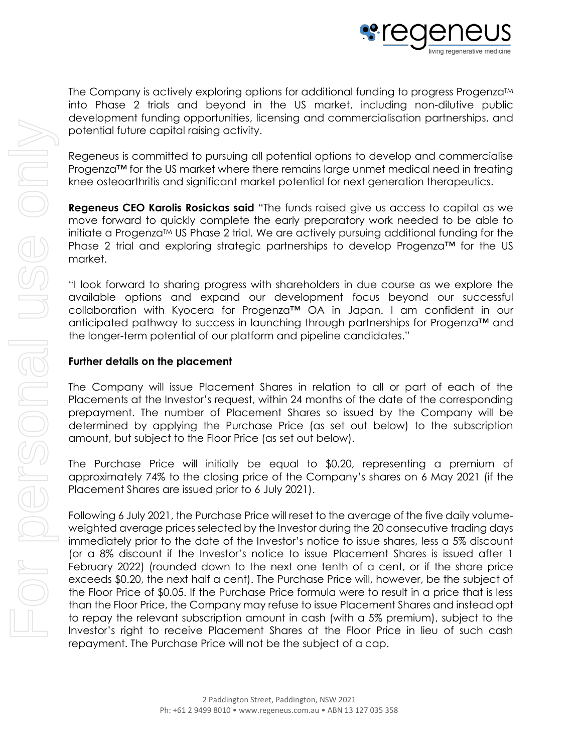The Company is actively exploring options for additional funding to progress Progenza™ into Phase 2 trials and beyond in the US market, including non-dilutive public development funding opportunities, licensing and commercialisation partnerships, and potential future capital raising activity.

Regeneus is committed to pursuing all potential options to develop and commercialise Progenza™ for the US market where there remains large unmet medical need in treating knee osteoarthritis and significant market potential for next generation therapeutics.

**Regeneus CEO Karolis Rosickas said** "The funds raised give us access to capital as we move forward to quickly complete the early preparatory work needed to be able to initiate a Progenza™ US Phase 2 trial. We are actively pursuing additional funding for the Phase 2 trial and exploring strategic partnerships to develop Progenza™ for the US market.

"I look forward to sharing progress with shareholders in due course as we explore the available options and expand our development focus beyond our successful collaboration with Kyocera for Progenza™ OA in Japan. I am confident in our anticipated pathway to success in launching through partnerships for Progenza™ and the longer-term potential of our platform and pipeline candidates."

**Further details on the placement**

The Company will issue Placement Shares in relation to all or part of each of the Placements at the Investor's request, within 24 months of the date of the corresponding prepayment. The number of Placement Shares so issued by the Company will be determined by applying the Purchase Price (as set out below) to the subscription amount, but subject to the Floor Price (as set out below).

The Purchase Price will initially be equal to $0.20, representing a premium of approximately 74% to the closing price of the Company's shares on 6 May 2021 (if the Placement Shares are issued prior to 6 July 2021).

Following 6 July 2021, the Purchase Price will reset to the average of the five daily volume-weighted average prices selected by the Investor during the 20 consecutive trading days immediately prior to the date of the Investor's notice to issue shares, less a 5% discount (or a 8% discount if the Investor's notice to issue Placement Shares is issued after 1 February 2022) (rounded down to the next one tenth of a cent, or if the share price exceeds $0.20, the next half a cent). The Purchase Price will, however, be the subject of the Floor Price of $0.05. If the Purchase Price formula were to result in a price that is less than the Floor Price, the Company may refuse to issue Placement Shares and instead opt to repay the relevant subscription amount in cash (with a 5% premium), subject to the Investor's right to receive Placement Shares at the Floor Price in lieu of such cash repayment. The Purchase Price will not be the subject of a cap.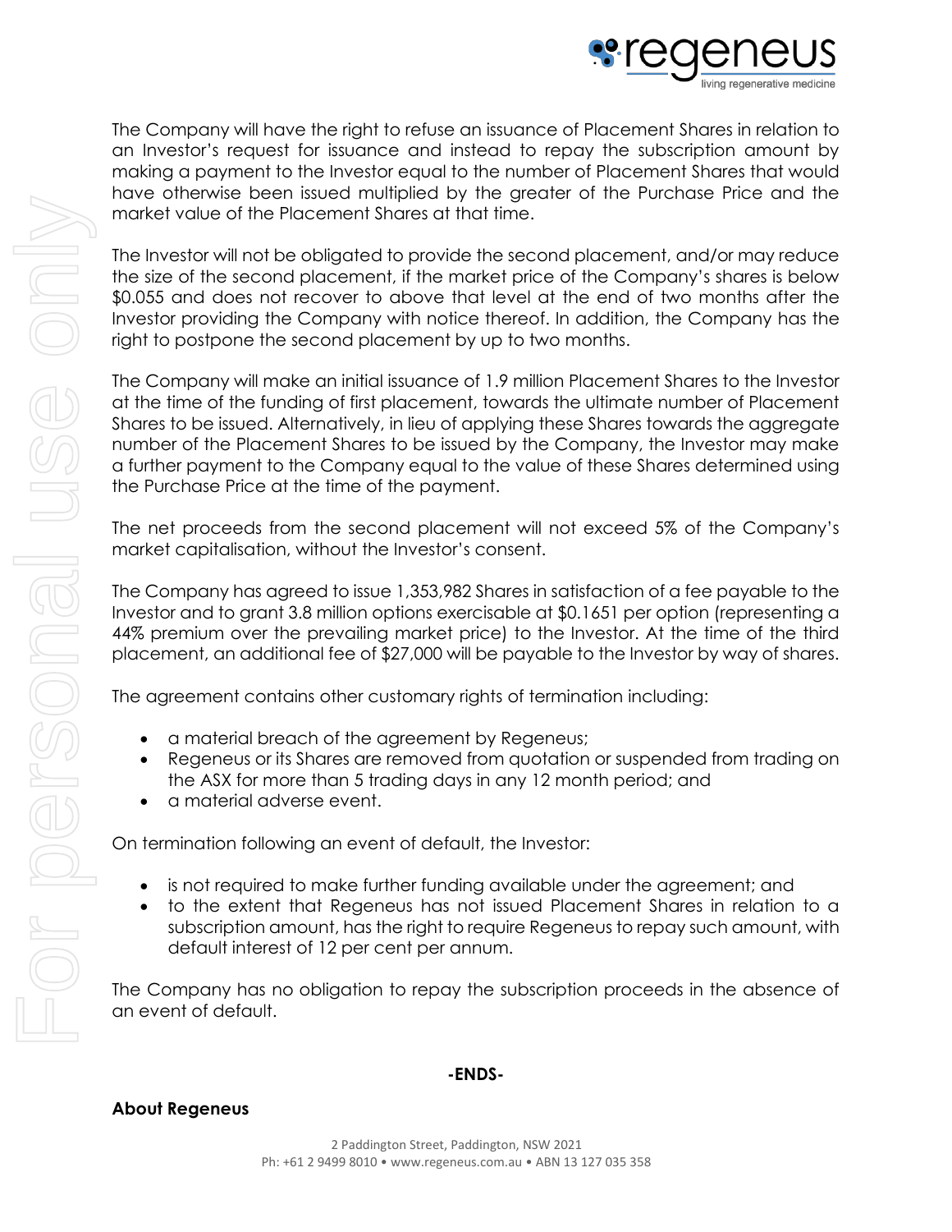The Company will have the right to refuse an issuance of Placement Shares in relation to an Investor's request for issuance and instead to repay the subscription amount by making a payment to the Investor equal to the number of Placement Shares that would have otherwise been issued multiplied by the greater of the Purchase Price and the market value of the Placement Shares at that time.

The Investor will not be obligated to provide the second placement, and/or may reduce the size of the second placement, if the market price of the Company's shares is below $0.055 and does not recover to above that level at the end of two months after the Investor providing the Company with notice thereof. In addition, the Company has the right to postpone the second placement by up to two months.

The Company will make an initial issuance of 1.9 million Placement Shares to the Investor at the time of the funding of first placement, towards the ultimate number of Placement Shares to be issued. Alternatively, in lieu of applying these Shares towards the aggregate number of the Placement Shares to be issued by the Company, the Investor may make a further payment to the Company equal to the value of these Shares determined using the Purchase Price at the time of the payment.

The net proceeds from the second placement will not exceed 5% of the Company's market capitalisation, without the Investor's consent.

The Company has agreed to issue 1,353,982 Shares in satisfaction of a fee payable to the Investor and to grant 3.8 million options exercisable at $0.1651 per option (representing a 44% premium over the prevailing market price) to the Investor. At the time of the third placement, an additional fee of $27,000 will be payable to the Investor by way of shares.

The agreement contains other customary rights of termination including:

- a material breach of the agreement by Regeneus;
- Regeneus or its Shares are removed from quotation or suspended from trading on the ASX for more than 5 trading days in any 12 month period; and
- a material adverse event.

On termination following an event of default, the Investor:

- is not required to make further funding available under the agreement; and
- to the extent that Regeneus has not issued Placement Shares in relation to a subscription amount, has the right to require Regeneus to repay such amount, with default interest of 12 per cent per annum.

The Company has no obligation to repay the subscription proceeds in the absence of an event of default.

**-ENDS-**

**About Regeneus**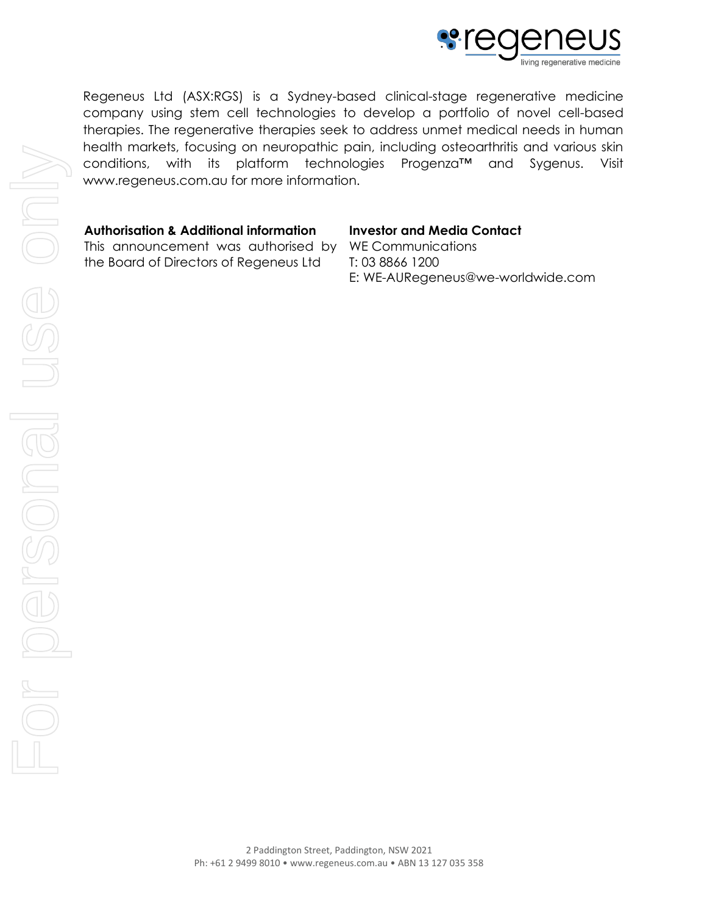Regeneus Ltd (ASX:RGS) is a Sydney-based clinical-stage regenerative medicine company using stem cell technologies to develop a portfolio of novel cell-based therapies. The regenerative therapies seek to address unmet medical needs in human health markets, focusing on neuropathic pain, including osteoarthritis and various skin conditions, with its platform technologies Progenza™ and Sygenus. Visit www.regeneus.com.au for more information.

**Authorisation & Additional information**
This announcement was authorised by the Board of Directors of Regeneus Ltd

**Investor and Media Contact**
WE Communications
T: 03 8866 1200
E: WE-AURegeneus@we-worldwide.com